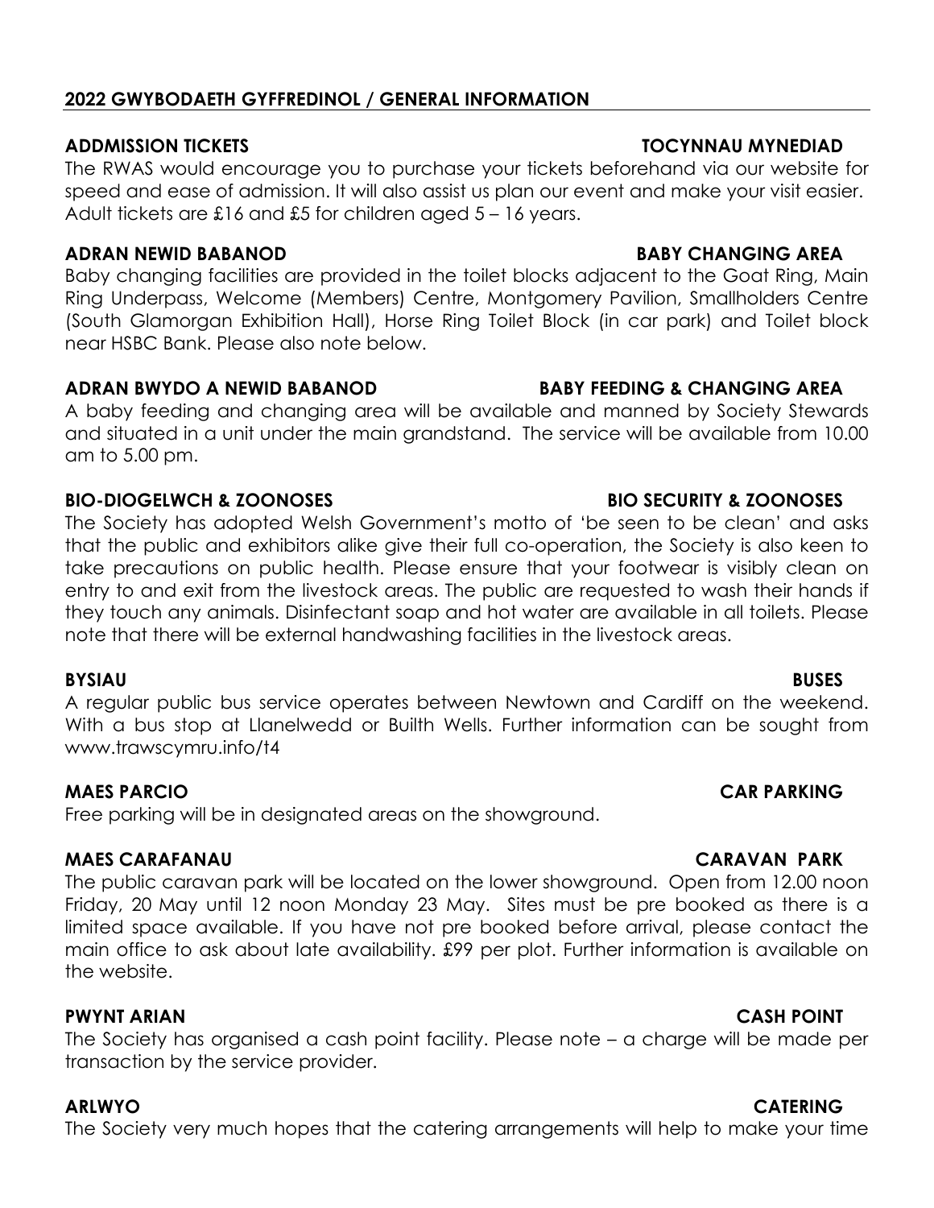## 2022 GWYBODAETH GYFFREDINOL / GENERAL INFORMATION

**ADDMISSION TICKETS** **TOCYNNAU MYNEDIAD**

The RWAS would encourage you to purchase your tickets beforehand via our website for speed and ease of admission. It will also assist us plan our event and make your visit easier. Adult tickets are £16 and £5 for children aged 5 – 16 years.

**ADRAN NEWID BABANOD** **BABY CHANGING AREA**

Baby changing facilities are provided in the toilet blocks adjacent to the Goat Ring, Main Ring Underpass, Welcome (Members) Centre, Montgomery Pavilion, Smallholders Centre (South Glamorgan Exhibition Hall), Horse Ring Toilet Block (in car park) and Toilet block near HSBC Bank. Please also note below.

**ADRAN BWYDO A NEWID BABANOD** **BABY FEEDING & CHANGING AREA**

A baby feeding and changing area will be available and manned by Society Stewards and situated in a unit under the main grandstand. The service will be available from 10.00 am to 5.00 pm.

**BIO-DIOGELWCH & ZOONOSES** **BIO SECURITY & ZOONOSES**

The Society has adopted Welsh Government's motto of 'be seen to be clean' and asks that the public and exhibitors alike give their full co-operation, the Society is also keen to take precautions on public health. Please ensure that your footwear is visibly clean on entry to and exit from the livestock areas. The public are requested to wash their hands if they touch any animals. Disinfectant soap and hot water are available in all toilets. Please note that there will be external handwashing facilities in the livestock areas.

**BYSIAU** **BUSES**

A regular public bus service operates between Newtown and Cardiff on the weekend. With a bus stop at Llanelwedd or Builth Wells. Further information can be sought from www.trawscymru.info/t4

**MAES PARCIO** **CAR PARKING**

Free parking will be in designated areas on the showground.

**MAES CARAFANAU** **CARAVAN PARK**

The public caravan park will be located on the lower showground. Open from 12.00 noon Friday, 20 May until 12 noon Monday 23 May. Sites must be pre booked as there is a limited space available. If you have not pre booked before arrival, please contact the main office to ask about late availability. £99 per plot. Further information is available on the website.

**PWYNT ARIAN** **CASH POINT**

The Society has organised a cash point facility. Please note – a charge will be made per transaction by the service provider.

**ARLWYO** **CATERING**

The Society very much hopes that the catering arrangements will help to make your time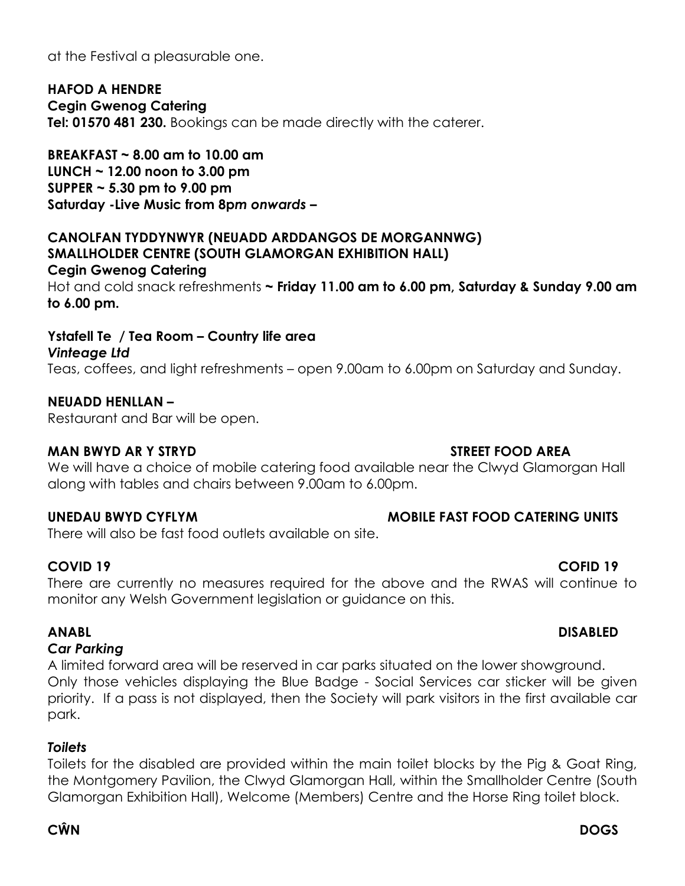at the Festival a pleasurable one.

**HAFOD A HENDRE**
**Cegin Gwenog Catering**
**Tel: 01570 481 230.** Bookings can be made directly with the caterer.

**BREAKFAST ~ 8.00 am to 10.00 am**
**LUNCH ~ 12.00 noon to 3.00 pm**
**SUPPER ~ 5.30 pm to 9.00 pm**
**Saturday -Live Music from 8p*m onwards* –**

**CANOLFAN TYDDYNWYR (NEUADD ARDDANGOS DE MORGANNWG)**
**SMALLHOLDER CENTRE (SOUTH GLAMORGAN EXHIBITION HALL)**
**Cegin Gwenog Catering**
Hot and cold snack refreshments **~ Friday 11.00 am to 6.00 pm, Saturday & Sunday 9.00 am to 6.00 pm.**

**Ystafell Te / Tea Room – Country life area**
***Vinteage Ltd***
Teas, coffees, and light refreshments – open 9.00am to 6.00pm on Saturday and Sunday.

**NEUADD HENLLAN –**
Restaurant and Bar will be open.

**MAN BWYD AR Y STRYD** **STREET FOOD AREA**
We will have a choice of mobile catering food available near the Clwyd Glamorgan Hall along with tables and chairs between 9.00am to 6.00pm.

**UNEDAU BWYD CYFLYM** **MOBILE FAST FOOD CATERING UNITS**
There will also be fast food outlets available on site.

**COVID 19** **COFID 19**
There are currently no measures required for the above and the RWAS will continue to monitor any Welsh Government legislation or guidance on this.

**ANABL** **DISABLED**
***Car Parking***
A limited forward area will be reserved in car parks situated on the lower showground. Only those vehicles displaying the Blue Badge - Social Services car sticker will be given priority. If a pass is not displayed, then the Society will park visitors in the first available car park.

***Toilets***
Toilets for the disabled are provided within the main toilet blocks by the Pig & Goat Ring, the Montgomery Pavilion, the Clwyd Glamorgan Hall, within the Smallholder Centre (South Glamorgan Exhibition Hall), Welcome (Members) Centre and the Horse Ring toilet block.

**CŴN** **DOGS**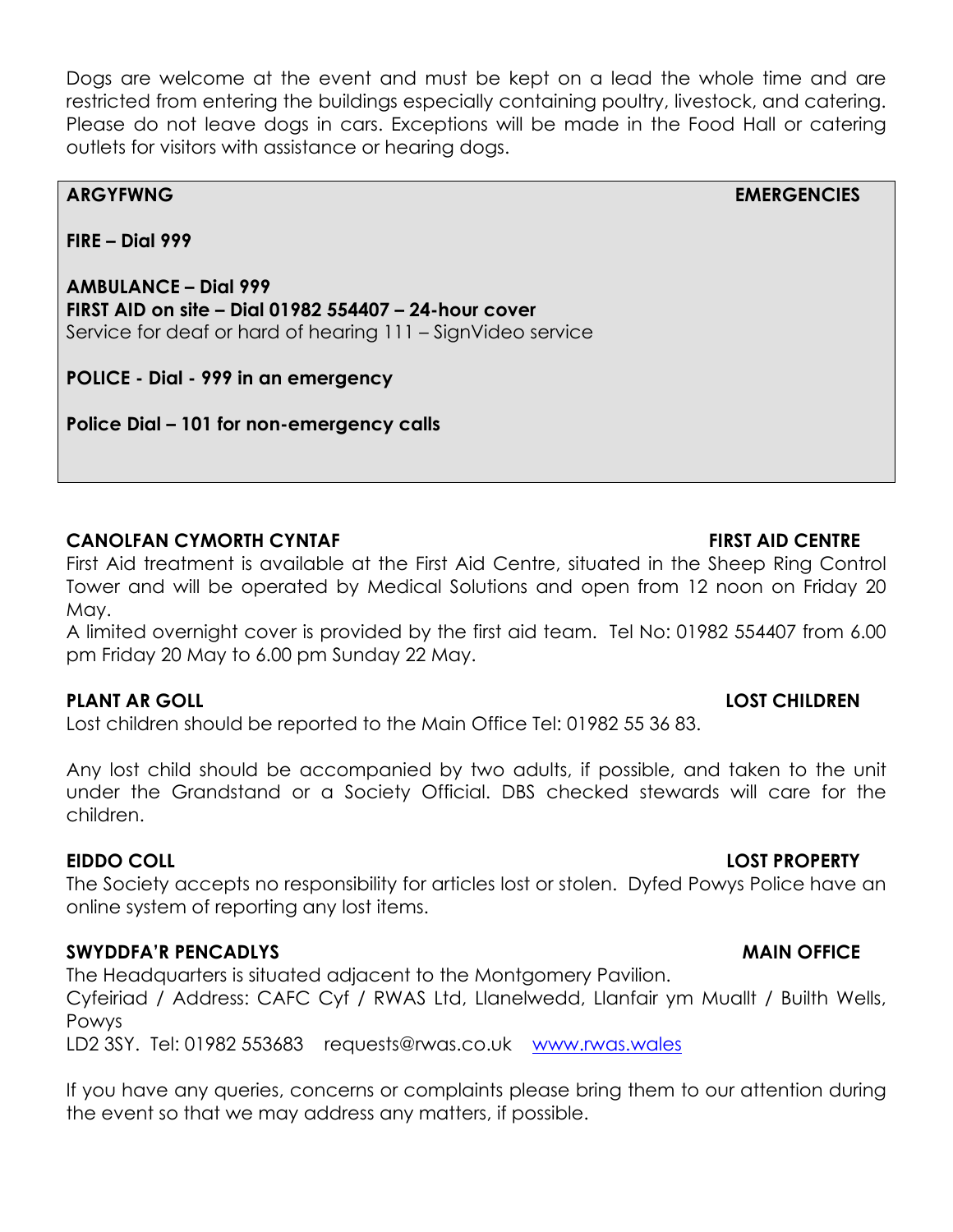Dogs are welcome at the event and must be kept on a lead the whole time and are restricted from entering the buildings especially containing poultry, livestock, and catering. Please do not leave dogs in cars. Exceptions will be made in the Food Hall or catering outlets for visitors with assistance or hearing dogs.

## ARGYFWNG — EMERGENCIES

**FIRE – Dial 999**

**AMBULANCE – Dial 999**
**FIRST AID on site – Dial 01982 554407 – 24-hour cover**
Service for deaf or hard of hearing 111 – SignVideo service

**POLICE - Dial - 999 in an emergency**

**Police Dial – 101 for non-emergency calls**

## CANOLFAN CYMORTH CYNTAF — FIRST AID CENTRE

First Aid treatment is available at the First Aid Centre, situated in the Sheep Ring Control Tower and will be operated by Medical Solutions and open from 12 noon on Friday 20 May.

A limited overnight cover is provided by the first aid team. Tel No: 01982 554407 from 6.00 pm Friday 20 May to 6.00 pm Sunday 22 May.

## PLANT AR GOLL — LOST CHILDREN

Lost children should be reported to the Main Office Tel: 01982 55 36 83.

Any lost child should be accompanied by two adults, if possible, and taken to the unit under the Grandstand or a Society Official. DBS checked stewards will care for the children.

## EIDDO COLL — LOST PROPERTY

The Society accepts no responsibility for articles lost or stolen. Dyfed Powys Police have an online system of reporting any lost items.

## SWYDDFA'R PENCADLYS — MAIN OFFICE

The Headquarters is situated adjacent to the Montgomery Pavilion.
Cyfeiriad / Address: CAFC Cyf / RWAS Ltd, Llanelwedd, Llanfair ym Muallt / Builth Wells, Powys
LD2 3SY. Tel: 01982 553683 requests@rwas.co.uk [www.rwas.wales](www.rwas.wales)

If you have any queries, concerns or complaints please bring them to our attention during the event so that we may address any matters, if possible.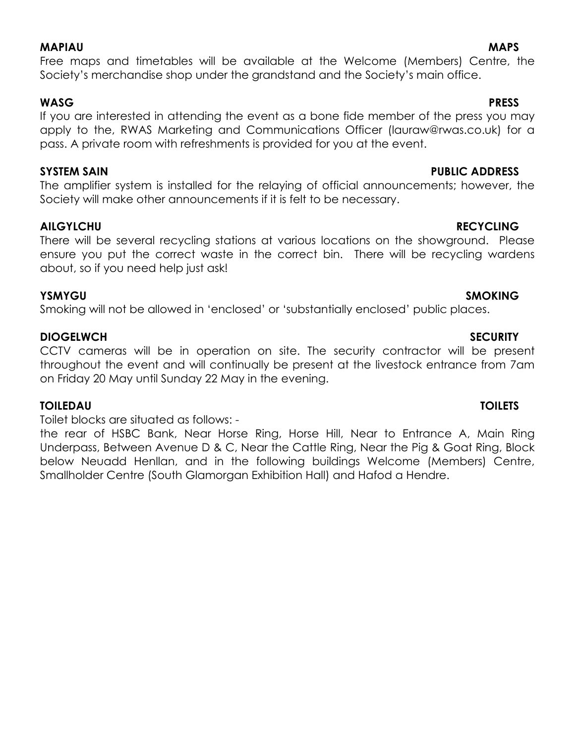**MAPIAU** **MAPS**

Free maps and timetables will be available at the Welcome (Members) Centre, the Society's merchandise shop under the grandstand and the Society's main office.

**WASG** **PRESS**

If you are interested in attending the event as a bone fide member of the press you may apply to the, RWAS Marketing and Communications Officer (lauraw@rwas.co.uk) for a pass. A private room with refreshments is provided for you at the event.

**SYSTEM SAIN** **PUBLIC ADDRESS**

The amplifier system is installed for the relaying of official announcements; however, the Society will make other announcements if it is felt to be necessary.

**AILGYLCHU** **RECYCLING**

There will be several recycling stations at various locations on the showground. Please ensure you put the correct waste in the correct bin. There will be recycling wardens about, so if you need help just ask!

**YSMYGU** **SMOKING**

Smoking will not be allowed in 'enclosed' or 'substantially enclosed' public places.

**DIOGELWCH** **SECURITY**

CCTV cameras will be in operation on site. The security contractor will be present throughout the event and will continually be present at the livestock entrance from 7am on Friday 20 May until Sunday 22 May in the evening.

**TOILEDAU** **TOILETS**

Toilet blocks are situated as follows: -

the rear of HSBC Bank, Near Horse Ring, Horse Hill, Near to Entrance A, Main Ring Underpass, Between Avenue D & C, Near the Cattle Ring, Near the Pig & Goat Ring, Block below Neuadd Henllan, and in the following buildings Welcome (Members) Centre, Smallholder Centre (South Glamorgan Exhibition Hall) and Hafod a Hendre.